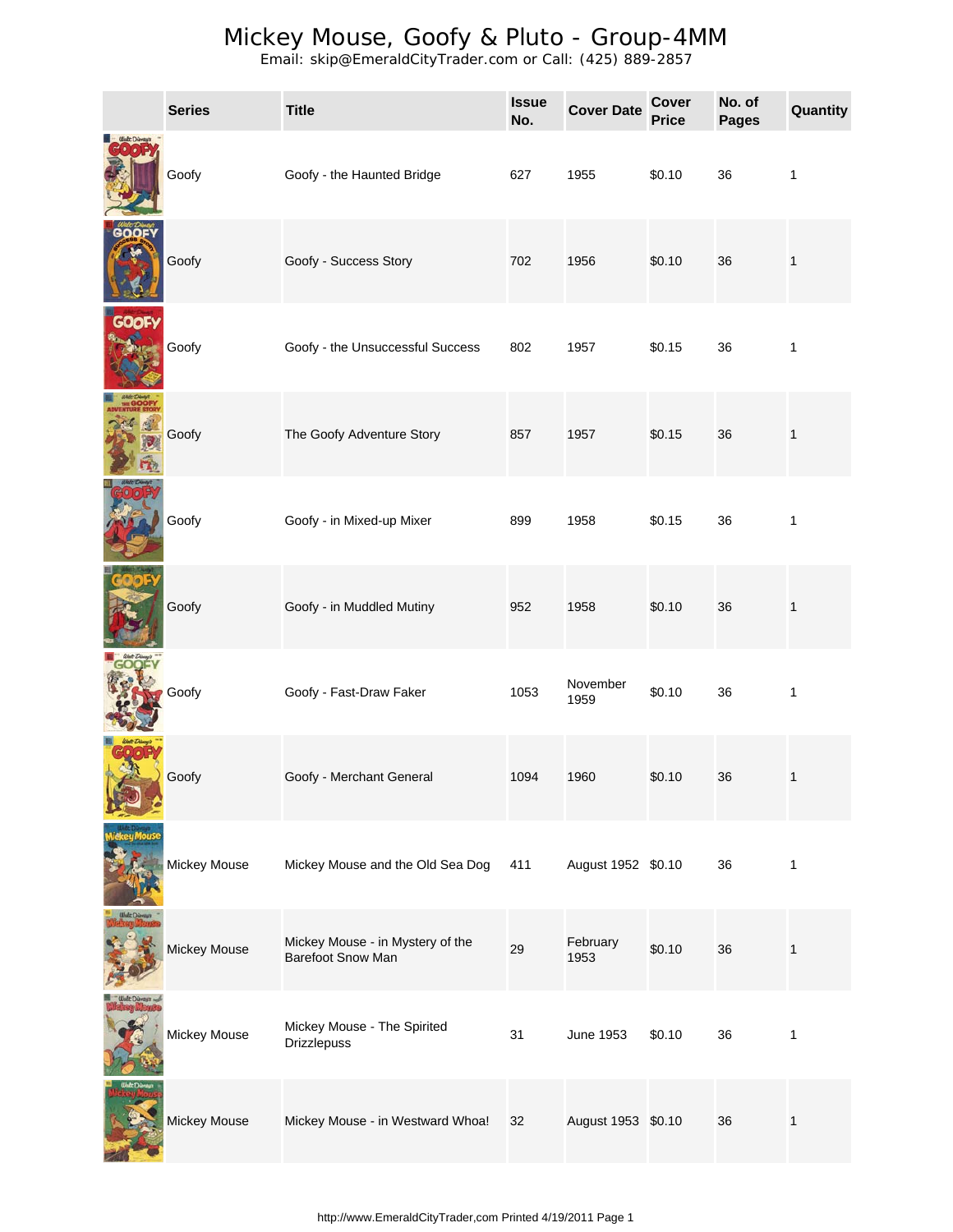# Mickey Mouse, Goofy & Pluto - Group-4MM

Email: skip@EmeraldCityTrader.com or Call: (425) 889-2857

| | Series | Title | Issue No. | Cover Date | Cover Price | No. of Pages | Quantity |
|---|---|---|---|---|---|---|---|
| | Goofy | Goofy - the Haunted Bridge | 627 | 1955 | $0.10 | 36 | 1 |
| | Goofy | Goofy - Success Story | 702 | 1956 | $0.10 | 36 | 1 |
| | Goofy | Goofy - the Unsuccessful Success | 802 | 1957 | $0.15 | 36 | 1 |
| | Goofy | The Goofy Adventure Story | 857 | 1957 | $0.15 | 36 | 1 |
| | Goofy | Goofy - in Mixed-up Mixer | 899 | 1958 | $0.15 | 36 | 1 |
| | Goofy | Goofy - in Muddled Mutiny | 952 | 1958 | $0.10 | 36 | 1 |
| | Goofy | Goofy - Fast-Draw Faker | 1053 | November 1959 | $0.10 | 36 | 1 |
| | Goofy | Goofy - Merchant General | 1094 | 1960 | $0.10 | 36 | 1 |
| | Mickey Mouse | Mickey Mouse and the Old Sea Dog | 411 | August 1952 | $0.10 | 36 | 1 |
| | Mickey Mouse | Mickey Mouse - in Mystery of the Barefoot Snow Man | 29 | February 1953 | $0.10 | 36 | 1 |
| | Mickey Mouse | Mickey Mouse - The Spirited Drizzlepuss | 31 | June 1953 | $0.10 | 36 | 1 |
| | Mickey Mouse | Mickey Mouse - in Westward Whoa! | 32 | August 1953 | $0.10 | 36 | 1 |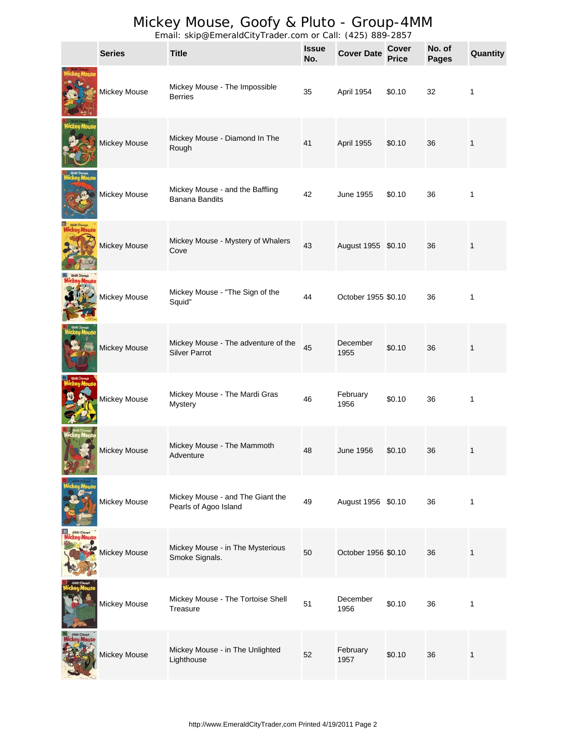# Mickey Mouse, Goofy & Pluto - Group-4MM

Email: skip@EmeraldCityTrader.com or Call: (425) 889-2857

| | Series | Title | Issue No. | Cover Date | Cover Price | No. of Pages | Quantity |
|---|---|---|---|---|---|---|---|
| | Mickey Mouse | Mickey Mouse - The Impossible Berries | 35 | April 1954 | $0.10 | 32 | 1 |
| | Mickey Mouse | Mickey Mouse - Diamond In The Rough | 41 | April 1955 | $0.10 | 36 | 1 |
| | Mickey Mouse | Mickey Mouse - and the Baffling Banana Bandits | 42 | June 1955 | $0.10 | 36 | 1 |
| | Mickey Mouse | Mickey Mouse - Mystery of Whalers Cove | 43 | August 1955 | $0.10 | 36 | 1 |
| | Mickey Mouse | Mickey Mouse - "The Sign of the Squid" | 44 | October 1955 | $0.10 | 36 | 1 |
| | Mickey Mouse | Mickey Mouse - The adventure of the Silver Parrot | 45 | December 1955 | $0.10 | 36 | 1 |
| | Mickey Mouse | Mickey Mouse - The Mardi Gras Mystery | 46 | February 1956 | $0.10 | 36 | 1 |
| | Mickey Mouse | Mickey Mouse - The Mammoth Adventure | 48 | June 1956 | $0.10 | 36 | 1 |
| | Mickey Mouse | Mickey Mouse - and The Giant the Pearls of Agoo Island | 49 | August 1956 | $0.10 | 36 | 1 |
| | Mickey Mouse | Mickey Mouse - in The Mysterious Smoke Signals. | 50 | October 1956 | $0.10 | 36 | 1 |
| | Mickey Mouse | Mickey Mouse - The Tortoise Shell Treasure | 51 | December 1956 | $0.10 | 36 | 1 |
| | Mickey Mouse | Mickey Mouse - in The Unlighted Lighthouse | 52 | February 1957 | $0.10 | 36 | 1 |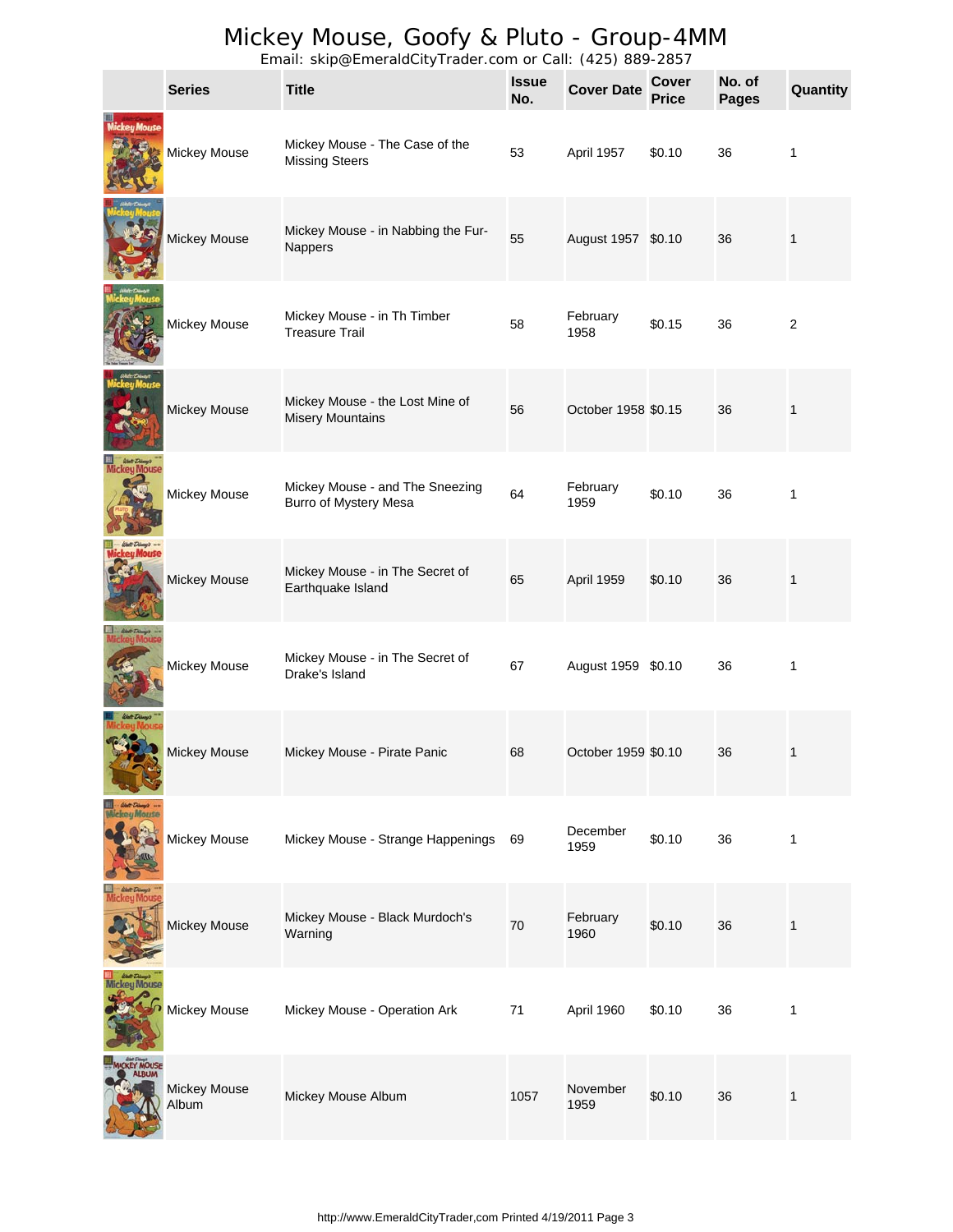# Mickey Mouse, Goofy & Pluto - Group-4MM

Email: skip@EmeraldCityTrader.com or Call: (425) 889-2857

| | Series | Title | Issue No. | Cover Date | Cover Price | No. of Pages | Quantity |
|---|---|---|---|---|---|---|---|
| | Mickey Mouse | Mickey Mouse - The Case of the Missing Steers | 53 | April 1957 | $0.10 | 36 | 1 |
| | Mickey Mouse | Mickey Mouse - in Nabbing the Fur-Nappers | 55 | August 1957 | $0.10 | 36 | 1 |
| | Mickey Mouse | Mickey Mouse - in Th Timber Treasure Trail | 58 | February 1958 | $0.15 | 36 | 2 |
| | Mickey Mouse | Mickey Mouse - the Lost Mine of Misery Mountains | 56 | October 1958 | $0.15 | 36 | 1 |
| | Mickey Mouse | Mickey Mouse - and The Sneezing Burro of Mystery Mesa | 64 | February 1959 | $0.10 | 36 | 1 |
| | Mickey Mouse | Mickey Mouse - in The Secret of Earthquake Island | 65 | April 1959 | $0.10 | 36 | 1 |
| | Mickey Mouse | Mickey Mouse - in The Secret of Drake's Island | 67 | August 1959 | $0.10 | 36 | 1 |
| | Mickey Mouse | Mickey Mouse - Pirate Panic | 68 | October 1959 | $0.10 | 36 | 1 |
| | Mickey Mouse | Mickey Mouse - Strange Happenings | 69 | December 1959 | $0.10 | 36 | 1 |
| | Mickey Mouse | Mickey Mouse - Black Murdoch's Warning | 70 | February 1960 | $0.10 | 36 | 1 |
| | Mickey Mouse | Mickey Mouse - Operation Ark | 71 | April 1960 | $0.10 | 36 | 1 |
| | Mickey Mouse Album | Mickey Mouse Album | 1057 | November 1959 | $0.10 | 36 | 1 |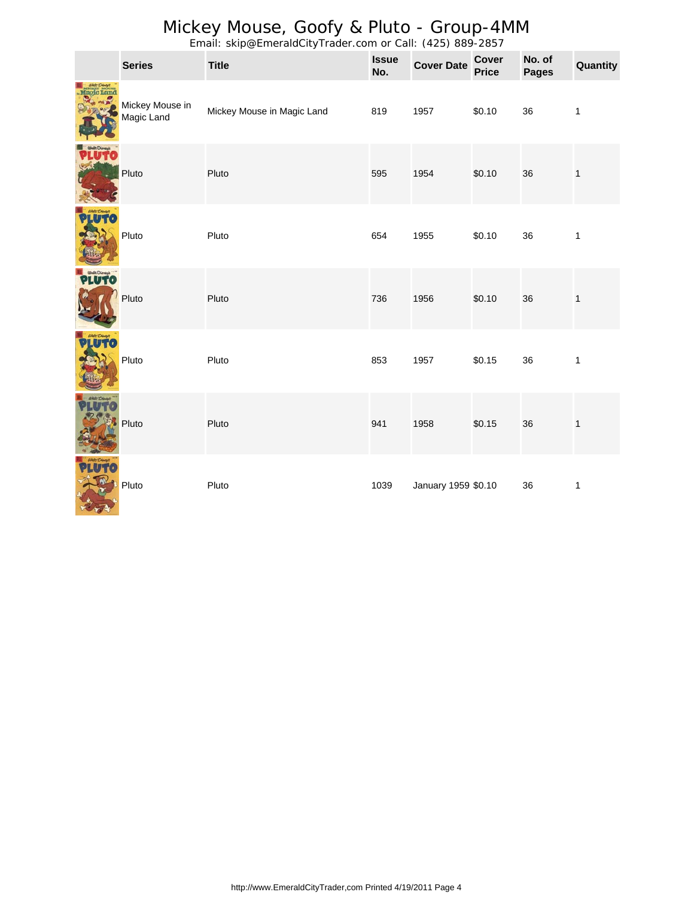# Mickey Mouse, Goofy & Pluto - Group-4MM

Email: skip@EmeraldCityTrader.com or Call: (425) 889-2857

| | Series | Title | Issue No. | Cover Date | Cover Price | No. of Pages | Quantity |
|---|---|---|---|---|---|---|---|
| | Mickey Mouse in Magic Land | Mickey Mouse in Magic Land | 819 | 1957 | $0.10 | 36 | 1 |
| | Pluto | Pluto | 595 | 1954 | $0.10 | 36 | 1 |
| | Pluto | Pluto | 654 | 1955 | $0.10 | 36 | 1 |
| | Pluto | Pluto | 736 | 1956 | $0.10 | 36 | 1 |
| | Pluto | Pluto | 853 | 1957 | $0.15 | 36 | 1 |
| | Pluto | Pluto | 941 | 1958 | $0.15 | 36 | 1 |
| | Pluto | Pluto | 1039 | January 1959 | $0.10 | 36 | 1 |